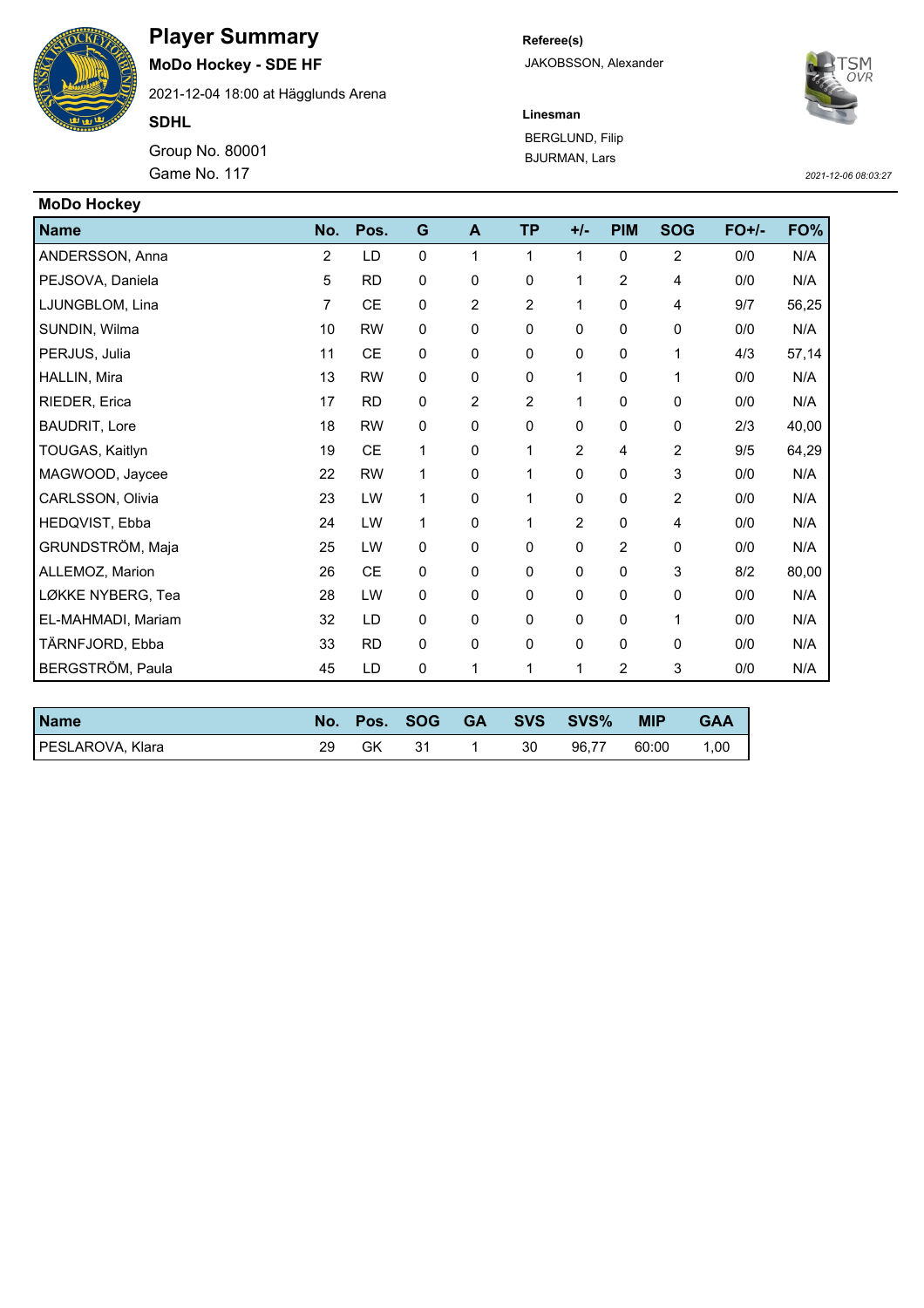# Player Summary

**MoDo Hockey - SDE HF**

2021-12-04 18:00 at Hägglunds Arena

**SDHL**

Group No. 80001

Game No. 117

**Referee(s)**

JAKOBSSON, Alexander

**Linesman**

BERGLUND, Filip

BJURMAN, Lars

*2021-12-06 08:03:27*

## MoDo Hockey

| Name | No. | Pos. | G | A | TP | +/- | PIM | SOG | FO+/- | FO% |
|---|---|---|---|---|---|---|---|---|---|---|
| ANDERSSON, Anna | 2 | LD | 0 | 1 | 1 | 1 | 0 | 2 | 0/0 | N/A |
| PEJSOVA, Daniela | 5 | RD | 0 | 0 | 0 | 1 | 2 | 4 | 0/0 | N/A |
| LJUNGBLOM, Lina | 7 | CE | 0 | 2 | 2 | 1 | 0 | 4 | 9/7 | 56,25 |
| SUNDIN, Wilma | 10 | RW | 0 | 0 | 0 | 0 | 0 | 0 | 0/0 | N/A |
| PERJUS, Julia | 11 | CE | 0 | 0 | 0 | 0 | 0 | 1 | 4/3 | 57,14 |
| HALLIN, Mira | 13 | RW | 0 | 0 | 0 | 1 | 0 | 1 | 0/0 | N/A |
| RIEDER, Erica | 17 | RD | 0 | 2 | 2 | 1 | 0 | 0 | 0/0 | N/A |
| BAUDRIT, Lore | 18 | RW | 0 | 0 | 0 | 0 | 0 | 0 | 2/3 | 40,00 |
| TOUGAS, Kaitlyn | 19 | CE | 1 | 0 | 1 | 2 | 4 | 2 | 9/5 | 64,29 |
| MAGWOOD, Jaycee | 22 | RW | 1 | 0 | 1 | 0 | 0 | 3 | 0/0 | N/A |
| CARLSSON, Olivia | 23 | LW | 1 | 0 | 1 | 0 | 0 | 2 | 0/0 | N/A |
| HEDQVIST, Ebba | 24 | LW | 1 | 0 | 1 | 2 | 0 | 4 | 0/0 | N/A |
| GRUNDSTRÖM, Maja | 25 | LW | 0 | 0 | 0 | 0 | 2 | 0 | 0/0 | N/A |
| ALLEMOZ, Marion | 26 | CE | 0 | 0 | 0 | 0 | 0 | 3 | 8/2 | 80,00 |
| LØKKE NYBERG, Tea | 28 | LW | 0 | 0 | 0 | 0 | 0 | 0 | 0/0 | N/A |
| EL-MAHMADI, Mariam | 32 | LD | 0 | 0 | 0 | 0 | 0 | 1 | 0/0 | N/A |
| TÄRNFJORD, Ebba | 33 | RD | 0 | 0 | 0 | 0 | 0 | 0 | 0/0 | N/A |
| BERGSTRÖM, Paula | 45 | LD | 0 | 1 | 1 | 1 | 2 | 3 | 0/0 | N/A |

| Name | No. | Pos. | SOG | GA | SVS | SVS% | MIP | GAA |
|---|---|---|---|---|---|---|---|---|
| PESLAROVA, Klara | 29 | GK | 31 | 1 | 30 | 96,77 | 60:00 | 1,00 |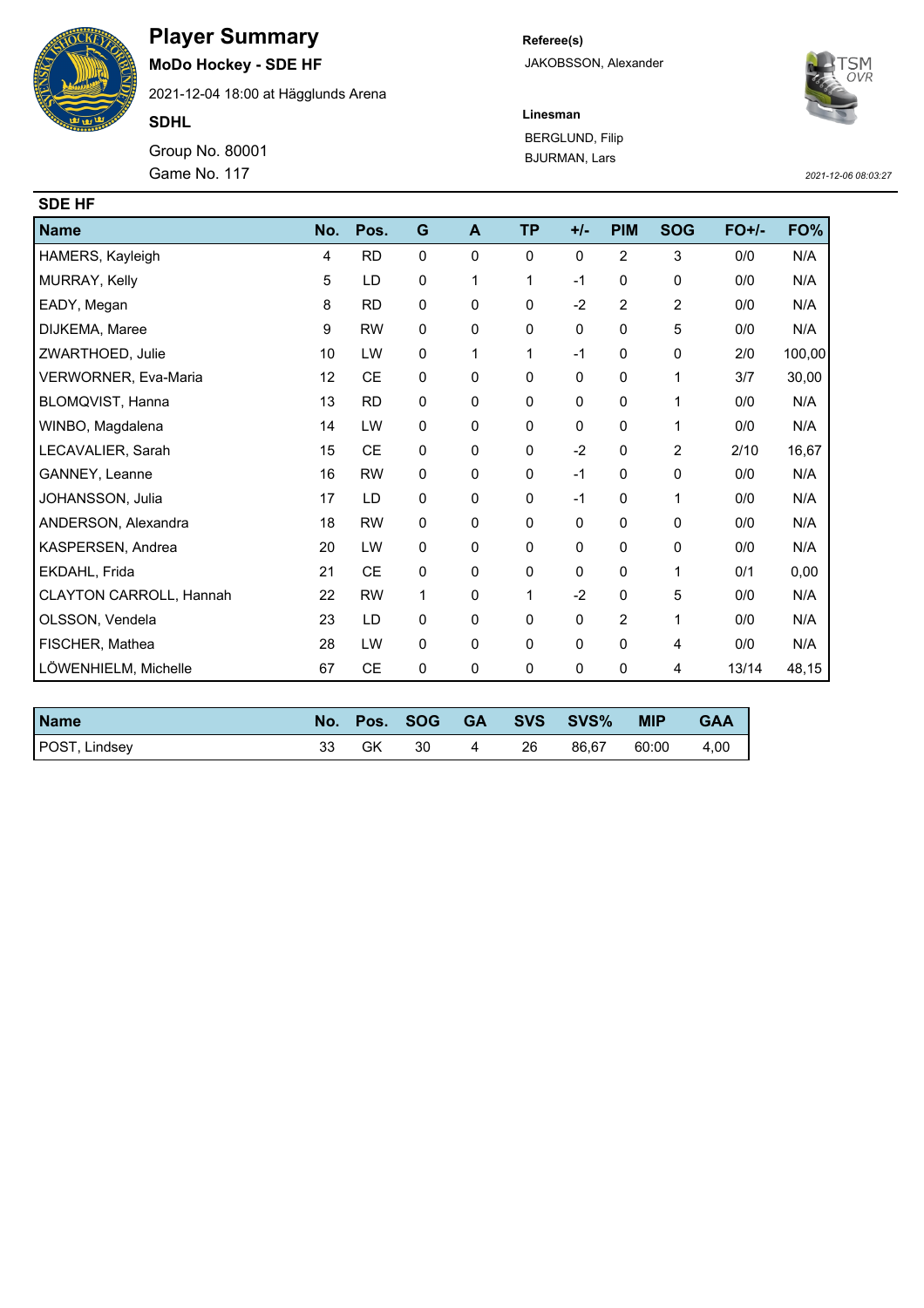# Player Summary

**MoDo Hockey - SDE HF**

2021-12-04 18:00 at Hägglunds Arena

**SDHL**

Group No. 80001

Game No. 117

**Referee(s)**

JAKOBSSON, Alexander

**Linesman**

BERGLUND, Filip

BJURMAN, Lars

*2021-12-06 08:03:27*

## SDE HF

| Name | No. | Pos. | G | A | TP | +/- | PIM | SOG | FO+/- | FO% |
|---|---|---|---|---|---|---|---|---|---|---|
| HAMERS, Kayleigh | 4 | RD | 0 | 0 | 0 | 0 | 2 | 3 | 0/0 | N/A |
| MURRAY, Kelly | 5 | LD | 0 | 1 | 1 | -1 | 0 | 0 | 0/0 | N/A |
| EADY, Megan | 8 | RD | 0 | 0 | 0 | -2 | 2 | 2 | 0/0 | N/A |
| DIJKEMA, Maree | 9 | RW | 0 | 0 | 0 | 0 | 0 | 5 | 0/0 | N/A |
| ZWARTHOED, Julie | 10 | LW | 0 | 1 | 1 | -1 | 0 | 0 | 2/0 | 100,00 |
| VERWORNER, Eva-Maria | 12 | CE | 0 | 0 | 0 | 0 | 0 | 1 | 3/7 | 30,00 |
| BLOMQVIST, Hanna | 13 | RD | 0 | 0 | 0 | 0 | 0 | 1 | 0/0 | N/A |
| WINBO, Magdalena | 14 | LW | 0 | 0 | 0 | 0 | 0 | 1 | 0/0 | N/A |
| LECAVALIER, Sarah | 15 | CE | 0 | 0 | 0 | -2 | 0 | 2 | 2/10 | 16,67 |
| GANNEY, Leanne | 16 | RW | 0 | 0 | 0 | -1 | 0 | 0 | 0/0 | N/A |
| JOHANSSON, Julia | 17 | LD | 0 | 0 | 0 | -1 | 0 | 1 | 0/0 | N/A |
| ANDERSON, Alexandra | 18 | RW | 0 | 0 | 0 | 0 | 0 | 0 | 0/0 | N/A |
| KASPERSEN, Andrea | 20 | LW | 0 | 0 | 0 | 0 | 0 | 0 | 0/0 | N/A |
| EKDAHL, Frida | 21 | CE | 0 | 0 | 0 | 0 | 0 | 1 | 0/1 | 0,00 |
| CLAYTON CARROLL, Hannah | 22 | RW | 1 | 0 | 1 | -2 | 0 | 5 | 0/0 | N/A |
| OLSSON, Vendela | 23 | LD | 0 | 0 | 0 | 0 | 2 | 1 | 0/0 | N/A |
| FISCHER, Mathea | 28 | LW | 0 | 0 | 0 | 0 | 0 | 4 | 0/0 | N/A |
| LÖWENHIELM, Michelle | 67 | CE | 0 | 0 | 0 | 0 | 0 | 4 | 13/14 | 48,15 |

| Name | No. | Pos. | SOG | GA | SVS | SVS% | MIP | GAA |
|---|---|---|---|---|---|---|---|---|
| POST, Lindsey | 33 | GK | 30 | 4 | 26 | 86,67 | 60:00 | 4,00 |